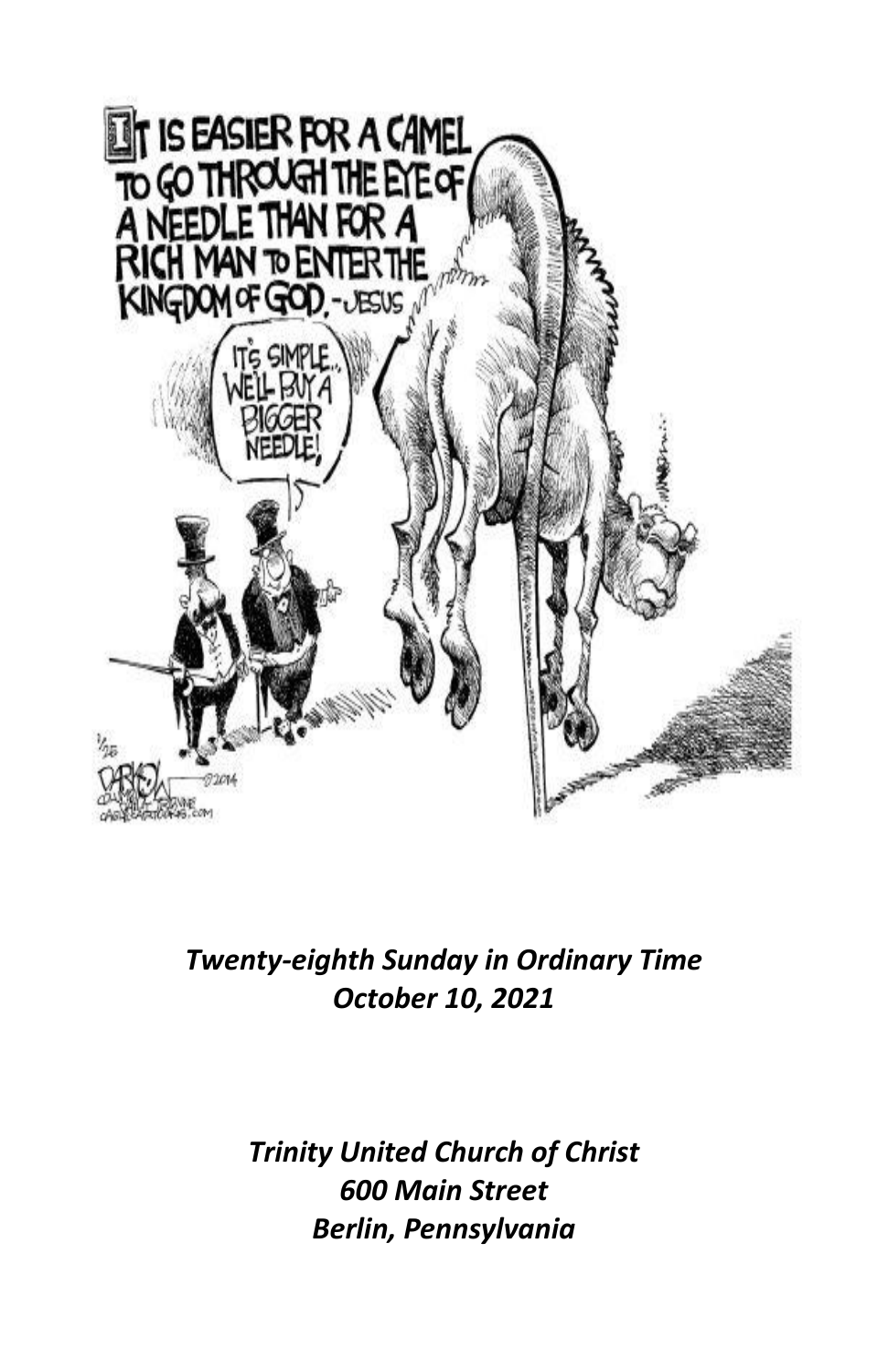*Twenty-eighth Sunday in Ordinary Time*
*October 10, 2021*

*Trinity United Church of Christ*
*600 Main Street*
*Berlin, Pennsylvania*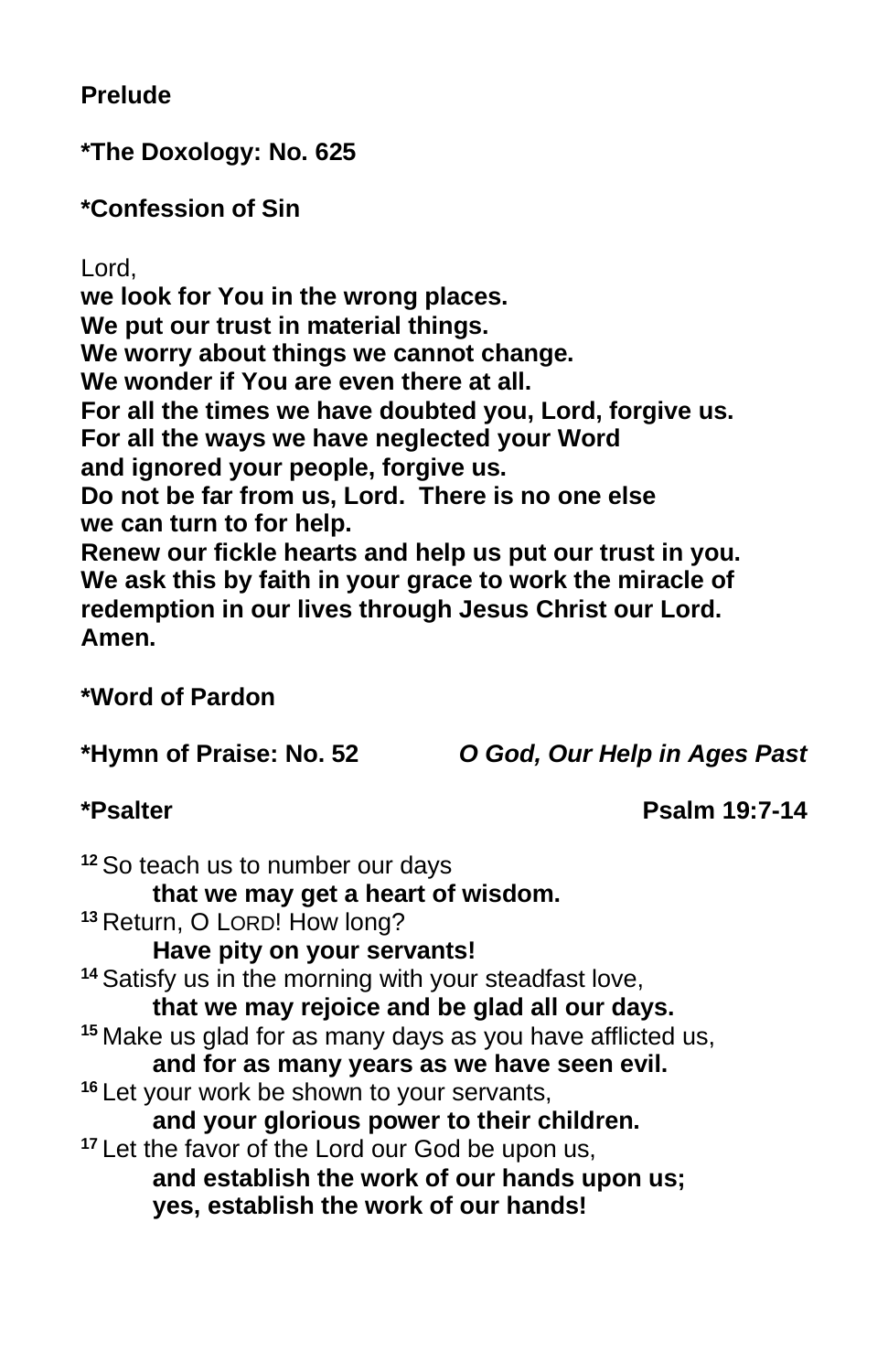**Prelude**

**\*The Doxology: No. 625**

**\*Confession of Sin**

Lord,
**we look for You in the wrong places.**
**We put our trust in material things.**
**We worry about things we cannot change.**
**We wonder if You are even there at all.**
**For all the times we have doubted you, Lord, forgive us.**
**For all the ways we have neglected your Word**
**and ignored your people, forgive us.**
**Do not be far from us, Lord. There is no one else**
**we can turn to for help.**
**Renew our fickle hearts and help us put our trust in you.**
**We ask this by faith in your grace to work the miracle of redemption in our lives through Jesus Christ our Lord.**
**Amen.**

**\*Word of Pardon**

**\*Hymn of Praise: No. 52** ***O God, Our Help in Ages Past***

**\*Psalter** **Psalm 19:7-14**

[12] So teach us to number our days
**that we may get a heart of wisdom.**
[13] Return, O LORD! How long?
**Have pity on your servants!**
[14] Satisfy us in the morning with your steadfast love,
**that we may rejoice and be glad all our days.**
[15] Make us glad for as many days as you have afflicted us,
**and for as many years as we have seen evil.**
[16] Let your work be shown to your servants,
**and your glorious power to their children.**
[17] Let the favor of the Lord our God be upon us,
**and establish the work of our hands upon us;**
**yes, establish the work of our hands!**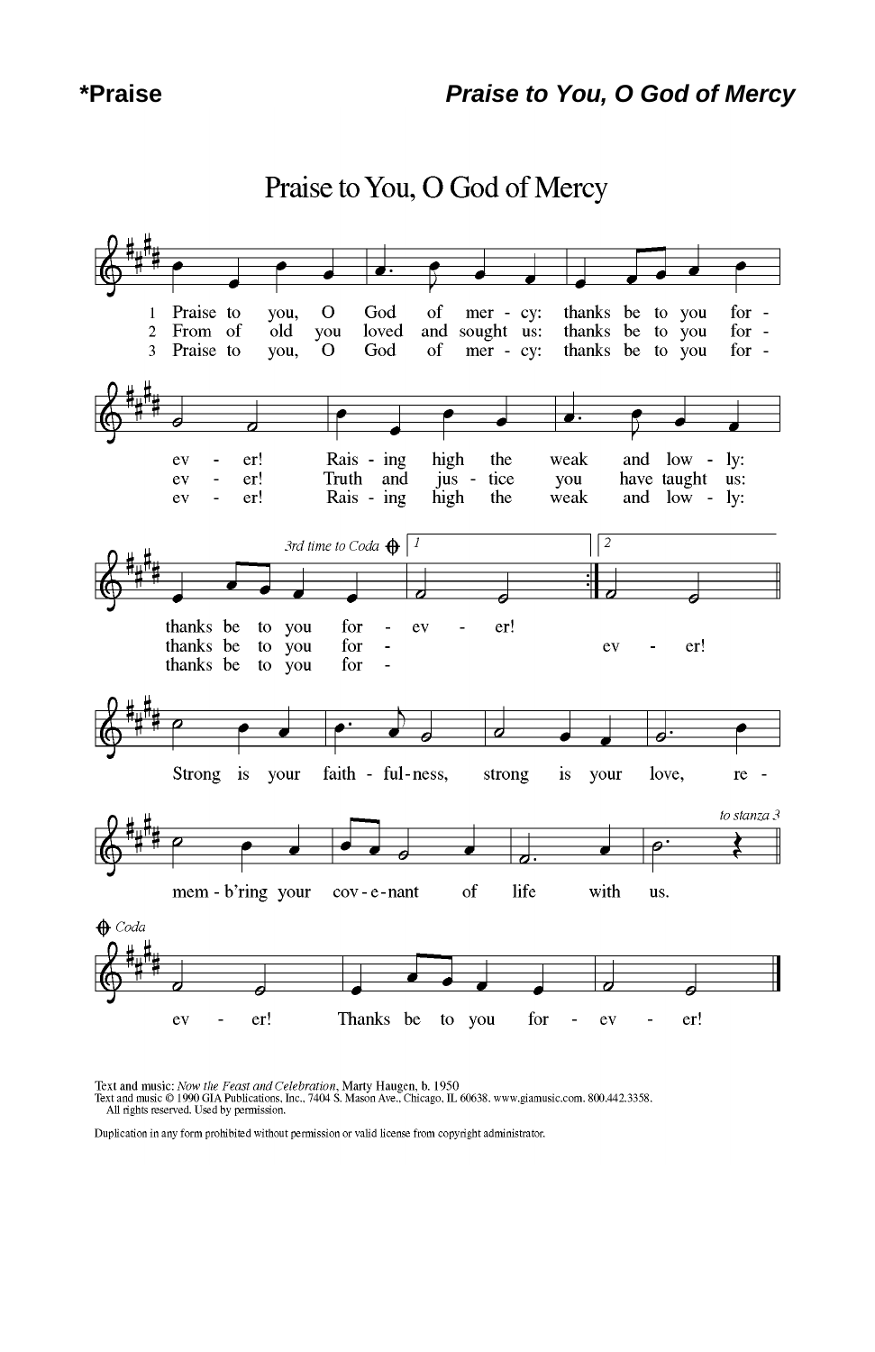**\*Praise** ***Praise to You, O God of Mercy***

# Praise to You, O God of Mercy

1 Praise to you, O God of mer - cy: thanks be to you for - ev - er! Rais - ing high the weak and low - ly: thanks be to you for - ev - er!

2 From of old you loved and sought us: thanks be to you for - ev - er! Truth and jus - tice you have taught us: thanks be to you for - ev - er!

3 Praise to you, O God of mer - cy: thanks be to you for - ev - er! Rais - ing high the weak and low - ly: thanks be to you for -

*3rd time to Coda*

Strong is your faith - ful - ness, strong is your love, re - mem - b'ring your cov - e - nant of life with us.

*to stanza 3*

*Coda*

ev - er! Thanks be to you for - ev - er!

Text and music: *Now the Feast and Celebration*, Marty Haugen, b. 1950
Text and music © 1990 GIA Publications, Inc., 7404 S. Mason Ave., Chicago, IL 60638. www.giamusic.com. 800.442.3358.
All rights reserved. Used by permission.

Duplication in any form prohibited without permission or valid license from copyright administrator.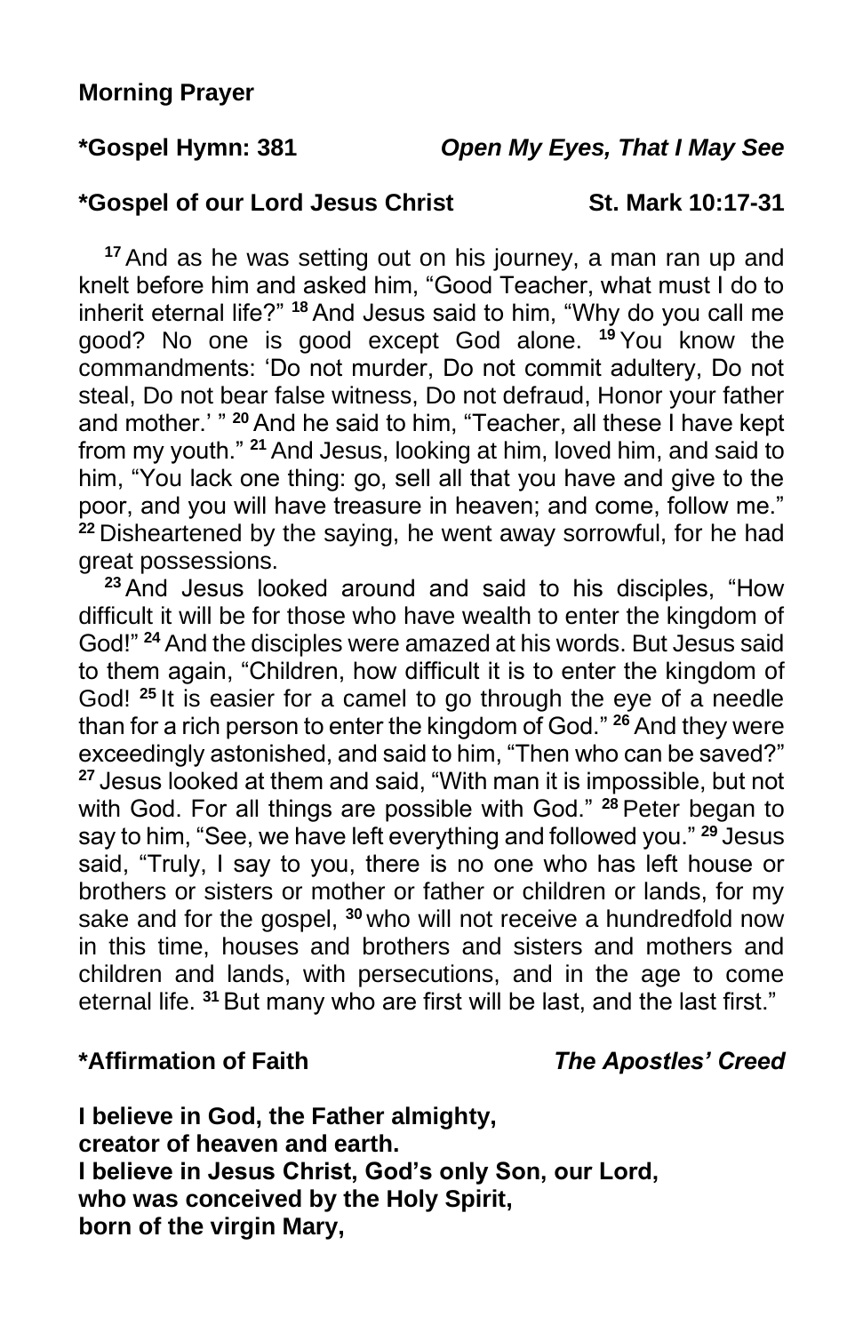**Morning Prayer**

**\*Gospel Hymn: 381** ***Open My Eyes, That I May See***

**\*Gospel of our Lord Jesus Christ** **St. Mark 10:17-31**

[17] And as he was setting out on his journey, a man ran up and knelt before him and asked him, "Good Teacher, what must I do to inherit eternal life?" [18] And Jesus said to him, "Why do you call me good? No one is good except God alone. [19] You know the commandments: 'Do not murder, Do not commit adultery, Do not steal, Do not bear false witness, Do not defraud, Honor your father and mother.' " [20] And he said to him, "Teacher, all these I have kept from my youth." [21] And Jesus, looking at him, loved him, and said to him, "You lack one thing: go, sell all that you have and give to the poor, and you will have treasure in heaven; and come, follow me." [22] Disheartened by the saying, he went away sorrowful, for he had great possessions.

[23] And Jesus looked around and said to his disciples, "How difficult it will be for those who have wealth to enter the kingdom of God!" [24] And the disciples were amazed at his words. But Jesus said to them again, "Children, how difficult it is to enter the kingdom of God! [25] It is easier for a camel to go through the eye of a needle than for a rich person to enter the kingdom of God." [26] And they were exceedingly astonished, and said to him, "Then who can be saved?" [27] Jesus looked at them and said, "With man it is impossible, but not with God. For all things are possible with God." [28] Peter began to say to him, "See, we have left everything and followed you." [29] Jesus said, "Truly, I say to you, there is no one who has left house or brothers or sisters or mother or father or children or lands, for my sake and for the gospel, [30] who will not receive a hundredfold now in this time, houses and brothers and sisters and mothers and children and lands, with persecutions, and in the age to come eternal life. [31] But many who are first will be last, and the last first."

**\*Affirmation of Faith** ***The Apostles' Creed***

**I believe in God, the Father almighty,**
**creator of heaven and earth.**
**I believe in Jesus Christ, God's only Son, our Lord,**
**who was conceived by the Holy Spirit,**
**born of the virgin Mary,**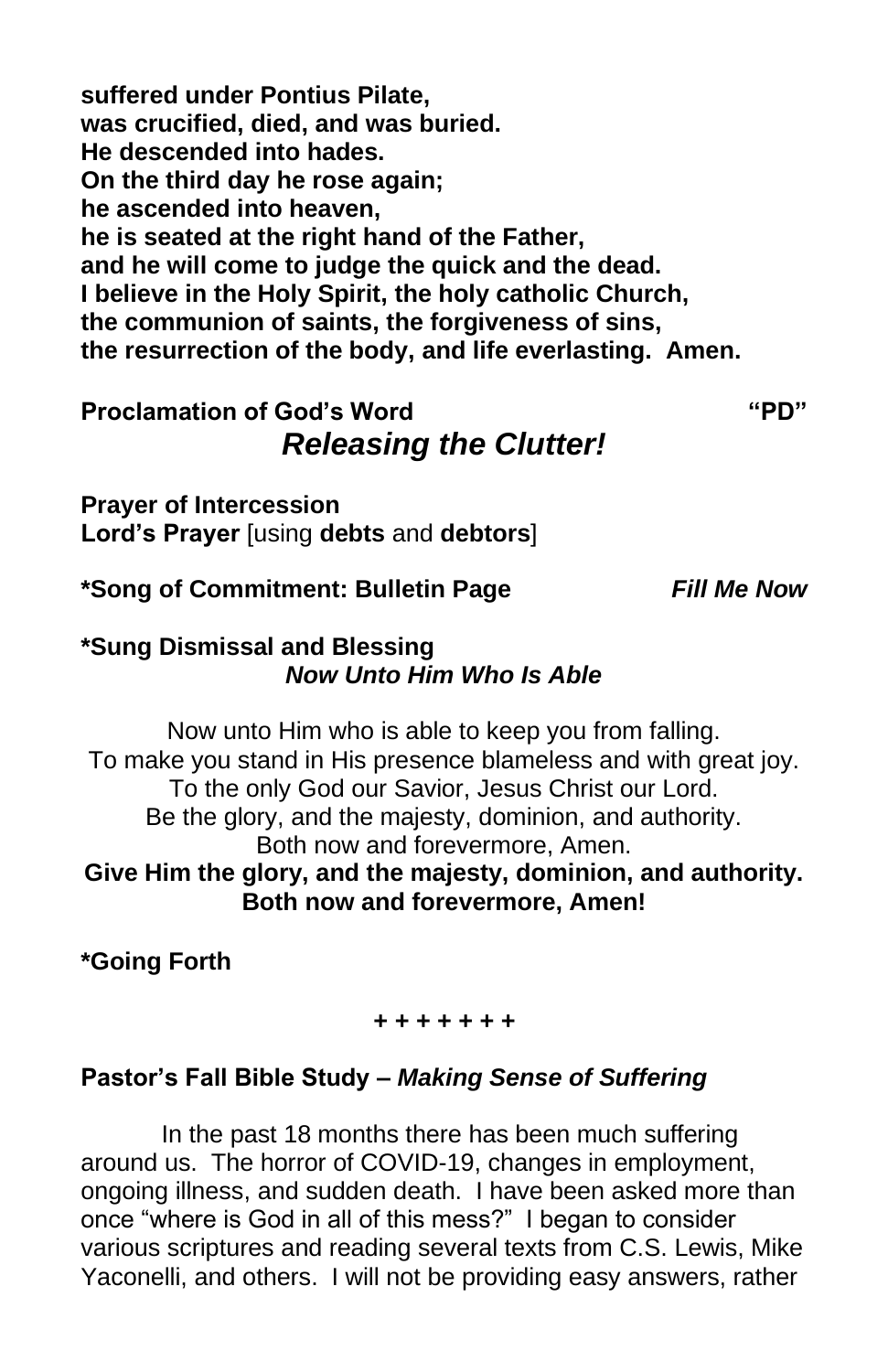**suffered under Pontius Pilate,**
**was crucified, died, and was buried.**
**He descended into hades.**
**On the third day he rose again;**
**he ascended into heaven,**
**he is seated at the right hand of the Father,**
**and he will come to judge the quick and the dead.**
**I believe in the Holy Spirit, the holy catholic Church,**
**the communion of saints, the forgiveness of sins,**
**the resurrection of the body, and life everlasting. Amen.**

**Proclamation of God's Word** **"PD"**

***Releasing the Clutter!***

**Prayer of Intercession**
**Lord's Prayer** [using **debts** and **debtors**]

**\*Song of Commitment: Bulletin Page** ***Fill Me Now***

**\*Sung Dismissal and Blessing**
***Now Unto Him Who Is Able***

Now unto Him who is able to keep you from falling.
To make you stand in His presence blameless and with great joy.
To the only God our Savior, Jesus Christ our Lord.
Be the glory, and the majesty, dominion, and authority.
Both now and forevermore, Amen.
**Give Him the glory, and the majesty, dominion, and authority.**
**Both now and forevermore, Amen!**

**\*Going Forth**

**+ + + + + + +**

**Pastor's Fall Bible Study –** ***Making Sense of Suffering***

In the past 18 months there has been much suffering around us. The horror of COVID-19, changes in employment, ongoing illness, and sudden death. I have been asked more than once "where is God in all of this mess?" I began to consider various scriptures and reading several texts from C.S. Lewis, Mike Yaconelli, and others. I will not be providing easy answers, rather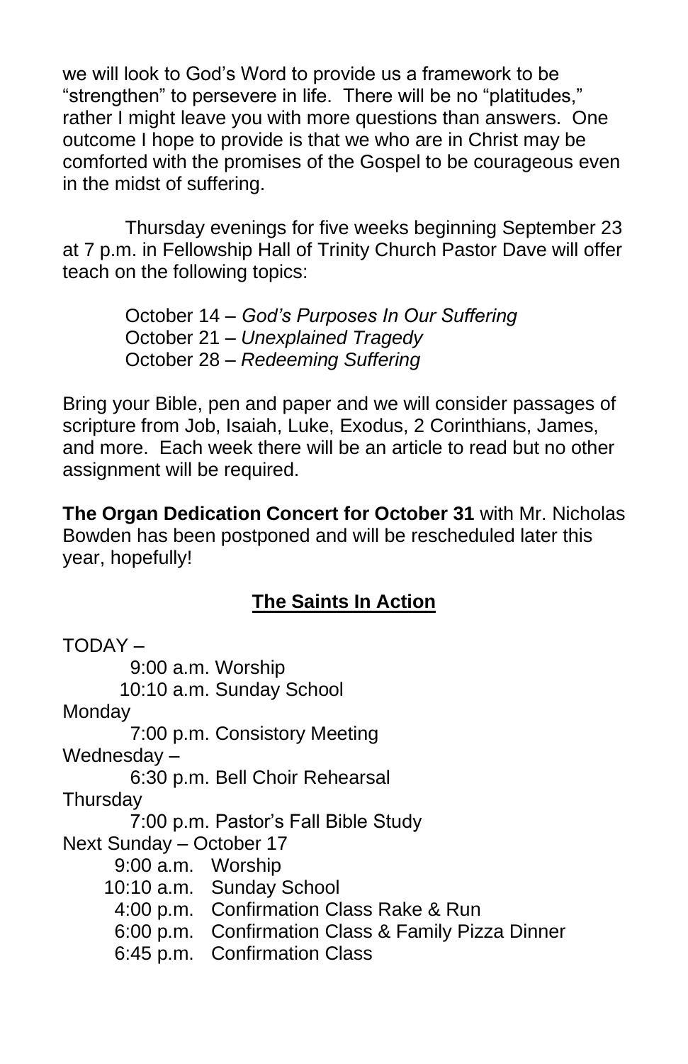we will look to God's Word to provide us a framework to be "strengthen" to persevere in life. There will be no "platitudes," rather I might leave you with more questions than answers. One outcome I hope to provide is that we who are in Christ may be comforted with the promises of the Gospel to be courageous even in the midst of suffering.

Thursday evenings for five weeks beginning September 23 at 7 p.m. in Fellowship Hall of Trinity Church Pastor Dave will offer teach on the following topics:

October 14 – *God's Purposes In Our Suffering*
October 21 – *Unexplained Tragedy*
October 28 – *Redeeming Suffering*

Bring your Bible, pen and paper and we will consider passages of scripture from Job, Isaiah, Luke, Exodus, 2 Corinthians, James, and more. Each week there will be an article to read but no other assignment will be required.

**The Organ Dedication Concert for October 31** with Mr. Nicholas Bowden has been postponed and will be rescheduled later this year, hopefully!

## The Saints In Action

TODAY –
9:00 a.m. Worship
10:10 a.m. Sunday School

Monday
7:00 p.m. Consistory Meeting

Wednesday –
6:30 p.m. Bell Choir Rehearsal

Thursday
7:00 p.m. Pastor's Fall Bible Study

Next Sunday – October 17
9:00 a.m. Worship
10:10 a.m. Sunday School
4:00 p.m. Confirmation Class Rake & Run
6:00 p.m. Confirmation Class & Family Pizza Dinner
6:45 p.m. Confirmation Class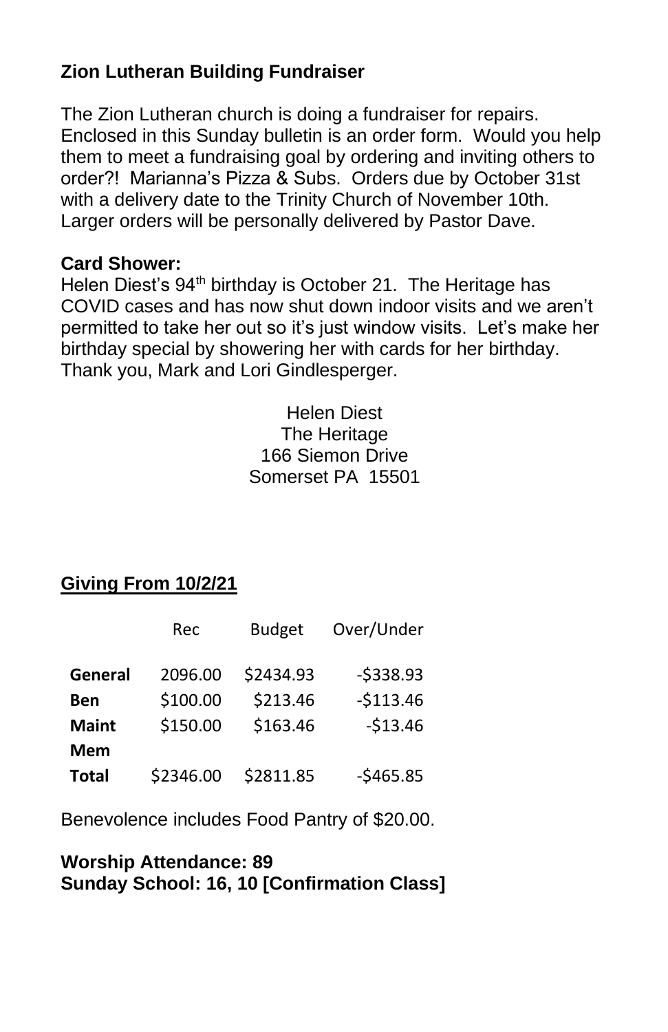**Zion Lutheran Building Fundraiser**

The Zion Lutheran church is doing a fundraiser for repairs. Enclosed in this Sunday bulletin is an order form. Would you help them to meet a fundraising goal by ordering and inviting others to order?! Marianna's Pizza & Subs. Orders due by October 31st with a delivery date to the Trinity Church of November 10th. Larger orders will be personally delivered by Pastor Dave.

**Card Shower:**
Helen Diest's 94th birthday is October 21. The Heritage has COVID cases and has now shut down indoor visits and we aren't permitted to take her out so it's just window visits. Let's make her birthday special by showering her with cards for her birthday. Thank you, Mark and Lori Gindlesperger.

Helen Diest
The Heritage
166 Siemon Drive
Somerset PA 15501

**Giving From 10/2/21**

| | Rec | Budget | Over/Under |
|---|---|---|---|
| **General** | 2096.00 | $2434.93 | -$338.93 |
| **Ben** | $100.00 | $213.46 | -$113.46 |
| **Maint** | $150.00 | $163.46 | -$13.46 |
| **Mem** | | | |
| **Total** | $2346.00 | $2811.85 | -$465.85 |

Benevolence includes Food Pantry of $20.00.

**Worship Attendance: 89**
**Sunday School: 16, 10 [Confirmation Class]**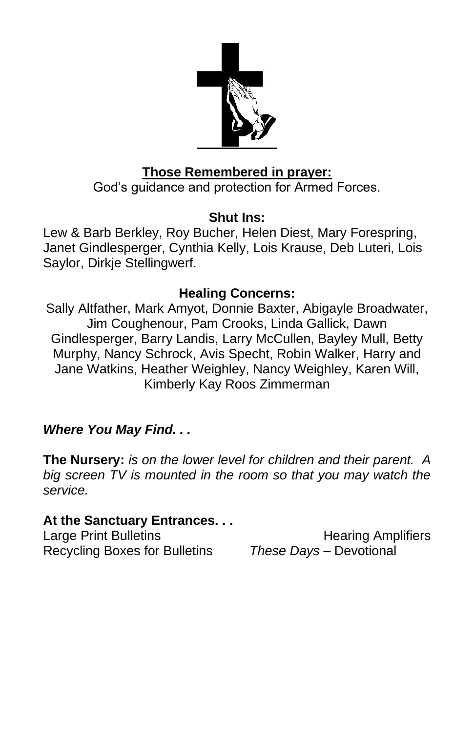**Those Remembered in prayer:**

God's guidance and protection for Armed Forces.

**Shut Ins:**

Lew & Barb Berkley, Roy Bucher, Helen Diest, Mary Forespring, Janet Gindlesperger, Cynthia Kelly, Lois Krause, Deb Luteri, Lois Saylor, Dirkje Stellingwerf.

**Healing Concerns:**

Sally Altfather, Mark Amyot, Donnie Baxter, Abigayle Broadwater, Jim Coughenour, Pam Crooks, Linda Gallick, Dawn Gindlesperger, Barry Landis, Larry McCullen, Bayley Mull, Betty Murphy, Nancy Schrock, Avis Specht, Robin Walker, Harry and Jane Watkins, Heather Weighley, Nancy Weighley, Karen Will, Kimberly Kay Roos Zimmerman

***Where You May Find. . .***

**The Nursery:** *is on the lower level for children and their parent. A big screen TV is mounted in the room so that you may watch the service.*

**At the Sanctuary Entrances. . .**

Large Print Bulletins
Hearing Amplifiers
Recycling Boxes for Bulletins
*These Days* – Devotional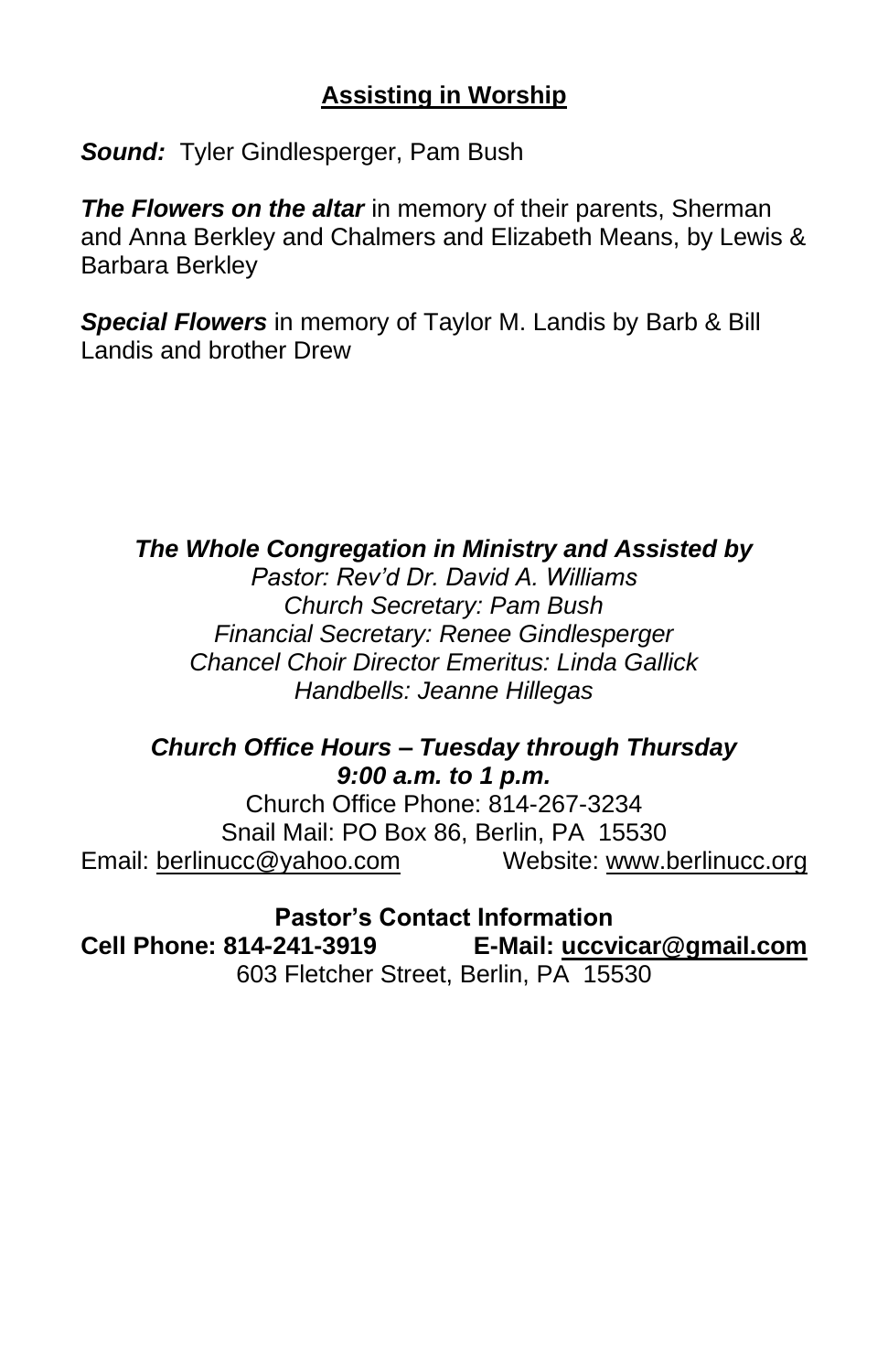## Assisting in Worship

***Sound:*** Tyler Gindlesperger, Pam Bush

***The Flowers on the altar*** in memory of their parents, Sherman and Anna Berkley and Chalmers and Elizabeth Means, by Lewis & Barbara Berkley

***Special Flowers*** in memory of Taylor M. Landis by Barb & Bill Landis and brother Drew

***The Whole Congregation in Ministry and Assisted by***
*Pastor: Rev'd Dr. David A. Williams*
*Church Secretary: Pam Bush*
*Financial Secretary: Renee Gindlesperger*
*Chancel Choir Director Emeritus: Linda Gallick*
*Handbells: Jeanne Hillegas*

***Church Office Hours – Tuesday through Thursday***
***9:00 a.m. to 1 p.m.***
Church Office Phone: 814-267-3234
Snail Mail: PO Box 86, Berlin, PA 15530
Email: berlinucc@yahoo.com Website: www.berlinucc.org

**Pastor's Contact Information**
**Cell Phone: 814-241-3919 E-Mail: uccvicar@gmail.com**
603 Fletcher Street, Berlin, PA 15530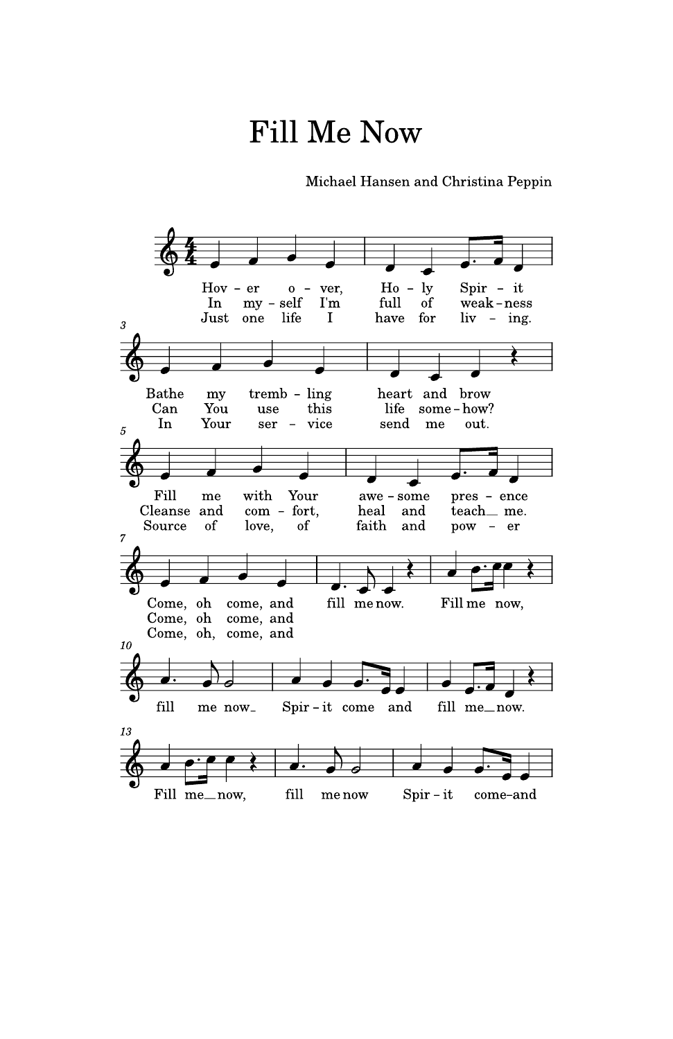# Fill Me Now

Michael Hansen and Christina Peppin

1. Hover over, Holy Spirit
Bathe my trembling heart and brow
Fill me with Your awesome presence
Come, oh come, and fill me now.

2. In myself I'm full of weakness
Can You use this life somehow?
Cleanse and comfort, heal and teach me.
Come, oh come, and

3. Just one life I have for living.
In Your service send me out.
Source of love, of faith and power
Come, oh, come, and

Fill me now,
fill me now
Spirit come and
fill me now.
Fill me now,
fill me now
Spirit come and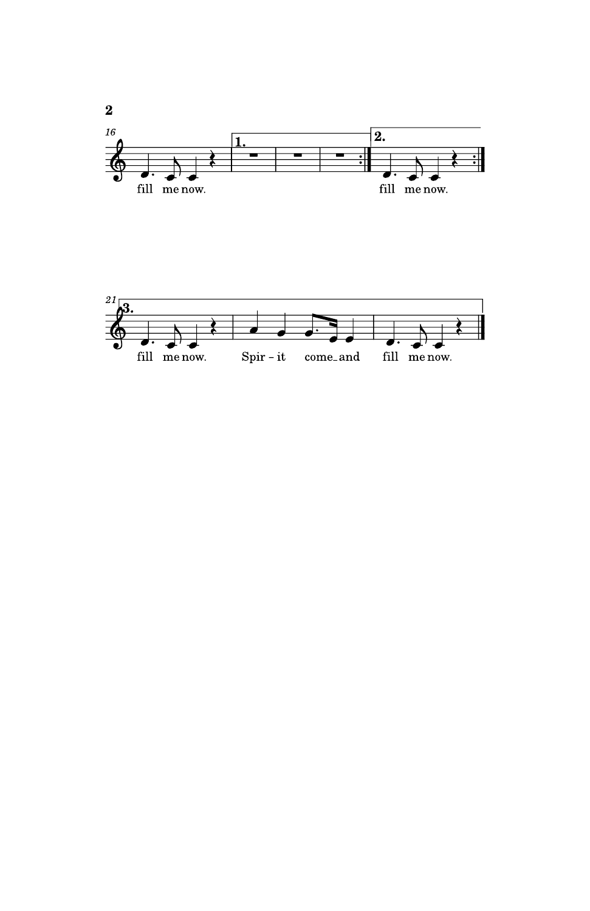16

fill me now.

1.

2.

fill me now.

21

3.

fill me now. Spir - it come_and fill me now.